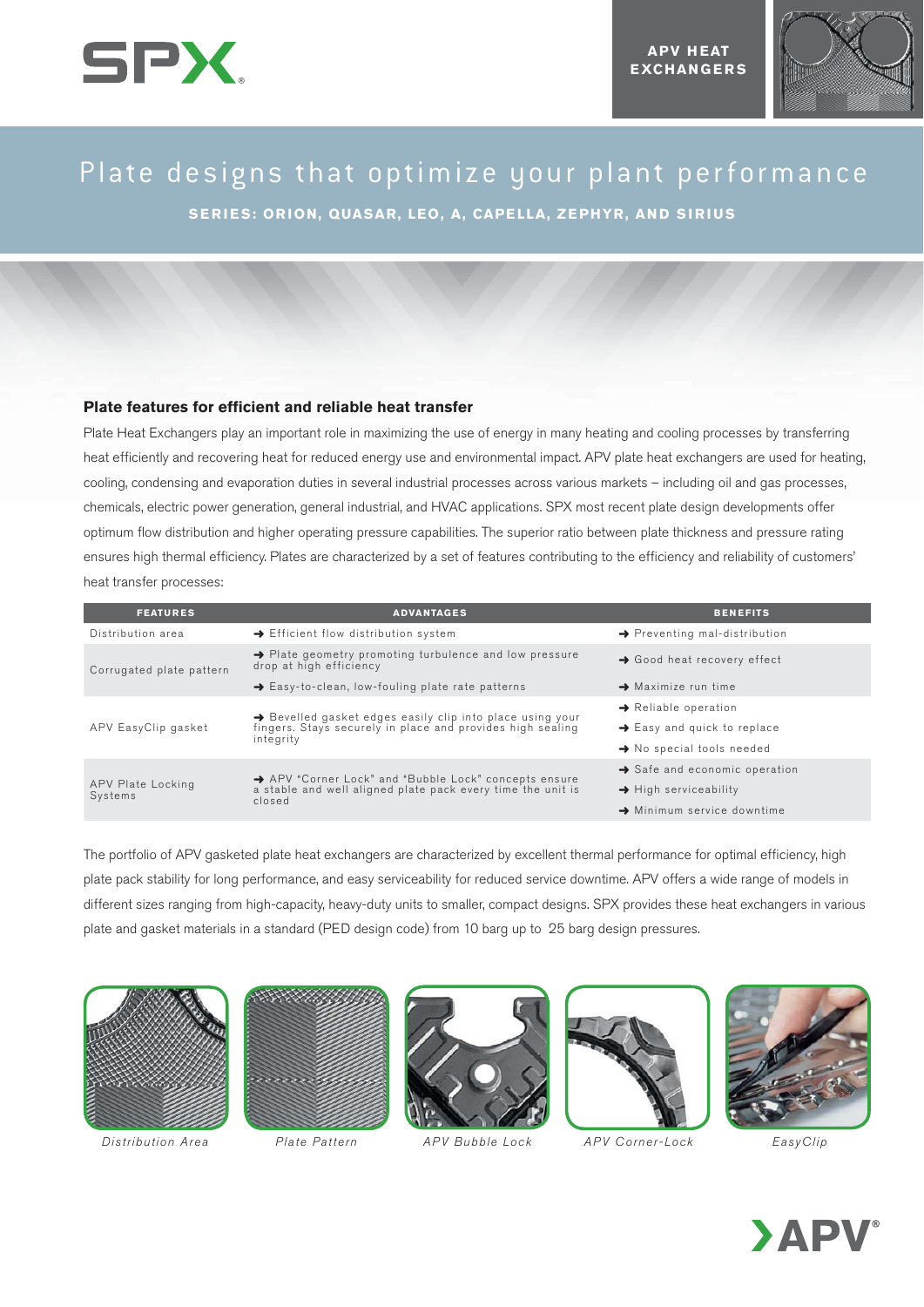APV HEAT EXCHANGERS

# Plate designs that optimize your plant performance

**SERIES: ORION, QUASAR, LEO, A, CAPELLA, ZEPHYR, AND SIRIUS**

## Plate features for efficient and reliable heat transfer

Plate Heat Exchangers play an important role in maximizing the use of energy in many heating and cooling processes by transferring heat efficiently and recovering heat for reduced energy use and environmental impact. APV plate heat exchangers are used for heating, cooling, condensing and evaporation duties in several industrial processes across various markets – including oil and gas processes, chemicals, electric power generation, general industrial, and HVAC applications. SPX most recent plate design developments offer optimum flow distribution and higher operating pressure capabilities. The superior ratio between plate thickness and pressure rating ensures high thermal efficiency. Plates are characterized by a set of features contributing to the efficiency and reliability of customers' heat transfer processes:

| FEATURES | ADVANTAGES | BENEFITS |
|---|---|---|
| Distribution area | ➜ Efficient flow distribution system | ➜ Preventing mal-distribution |
| Corrugated plate pattern | ➜ Plate geometry promoting turbulence and low pressure drop at high efficiency | ➜ Good heat recovery effect |
| | ➜ Easy-to-clean, low-fouling plate rate patterns | ➜ Maximize run time |
| APV EasyClip gasket | ➜ Bevelled gasket edges easily clip into place using your fingers. Stays securely in place and provides high sealing integrity | ➜ Reliable operation<br>➜ Easy and quick to replace<br>➜ No special tools needed |
| APV Plate Locking Systems | ➜ APV "Corner Lock" and "Bubble Lock" concepts ensure a stable and well aligned plate pack every time the unit is closed | ➜ Safe and economic operation<br>➜ High serviceability<br>➜ Minimum service downtime |

The portfolio of APV gasketed plate heat exchangers are characterized by excellent thermal performance for optimal efficiency, high plate pack stability for long performance, and easy serviceability for reduced service downtime. APV offers a wide range of models in different sizes ranging from high-capacity, heavy-duty units to smaller, compact designs. SPX provides these heat exchangers in various plate and gasket materials in a standard (PED design code) from 10 barg up to 25 barg design pressures.

*Distribution Area*

*Plate Pattern*

*APV Bubble Lock*

*APV Corner-Lock*

*EasyClip*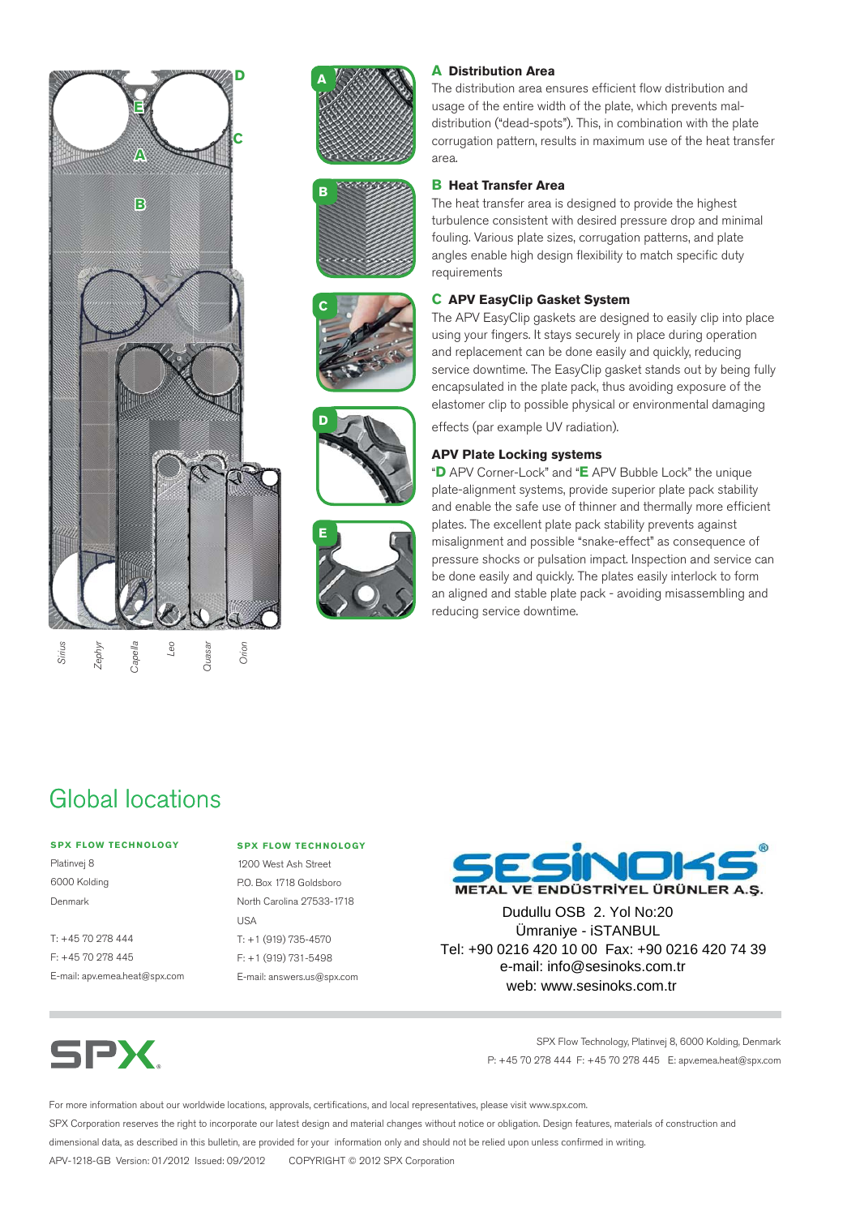Sirius Zephyr Capella Leo Quasar Orion

### A Distribution Area

The distribution area ensures efficient flow distribution and usage of the entire width of the plate, which prevents mal-distribution ("dead-spots"). This, in combination with the plate corrugation pattern, results in maximum use of the heat transfer area.

### B Heat Transfer Area

The heat transfer area is designed to provide the highest turbulence consistent with desired pressure drop and minimal fouling. Various plate sizes, corrugation patterns, and plate angles enable high design flexibility to match specific duty requirements

### C APV EasyClip Gasket System

The APV EasyClip gaskets are designed to easily clip into place using your fingers. It stays securely in place during operation and replacement can be done easily and quickly, reducing service downtime. The EasyClip gasket stands out by being fully encapsulated in the plate pack, thus avoiding exposure of the elastomer clip to possible physical or environmental damaging effects (par example UV radiation).

### APV Plate Locking systems

"**D** APV Corner-Lock" and "**E** APV Bubble Lock" the unique plate-alignment systems, provide superior plate pack stability and enable the safe use of thinner and thermally more efficient plates. The excellent plate pack stability prevents against misalignment and possible "snake-effect" as consequence of pressure shocks or pulsation impact. Inspection and service can be done easily and quickly. The plates easily interlock to form an aligned and stable plate pack - avoiding misassembling and reducing service downtime.

## Global locations

**SPX FLOW TECHNOLOGY**
Platinvej 8
6000 Kolding
Denmark

T: +45 70 278 444
F: +45 70 278 445
E-mail: apv.emea.heat@spx.com

**SPX FLOW TECHNOLOGY**
1200 West Ash Street
P.O. Box 1718 Goldsboro
North Carolina 27533-1718
USA
T: +1 (919) 735-4570
F: +1 (919) 731-5498
E-mail: answers.us@spx.com

SESİNOKS®
METAL VE ENDÜSTRİYEL ÜRÜNLER A.Ş.
Dudullu OSB 2. Yol No:20
Ümraniye - İSTANBUL
Tel: +90 0216 420 10 00 Fax: +90 0216 420 74 39
e-mail: info@sesinoks.com.tr
web: www.sesinoks.com.tr

SPX

SPX Flow Technology, Platinvej 8, 6000 Kolding, Denmark
P: +45 70 278 444 F: +45 70 278 445 E: apv.emea.heat@spx.com

For more information about our worldwide locations, approvals, certifications, and local representatives, please visit www.spx.com.
SPX Corporation reserves the right to incorporate our latest design and material changes without notice or obligation. Design features, materials of construction and dimensional data, as described in this bulletin, are provided for your information only and should not be relied upon unless confirmed in writing.
APV-1218-GB Version: 01/2012 Issued: 09/2012 COPYRIGHT © 2012 SPX Corporation